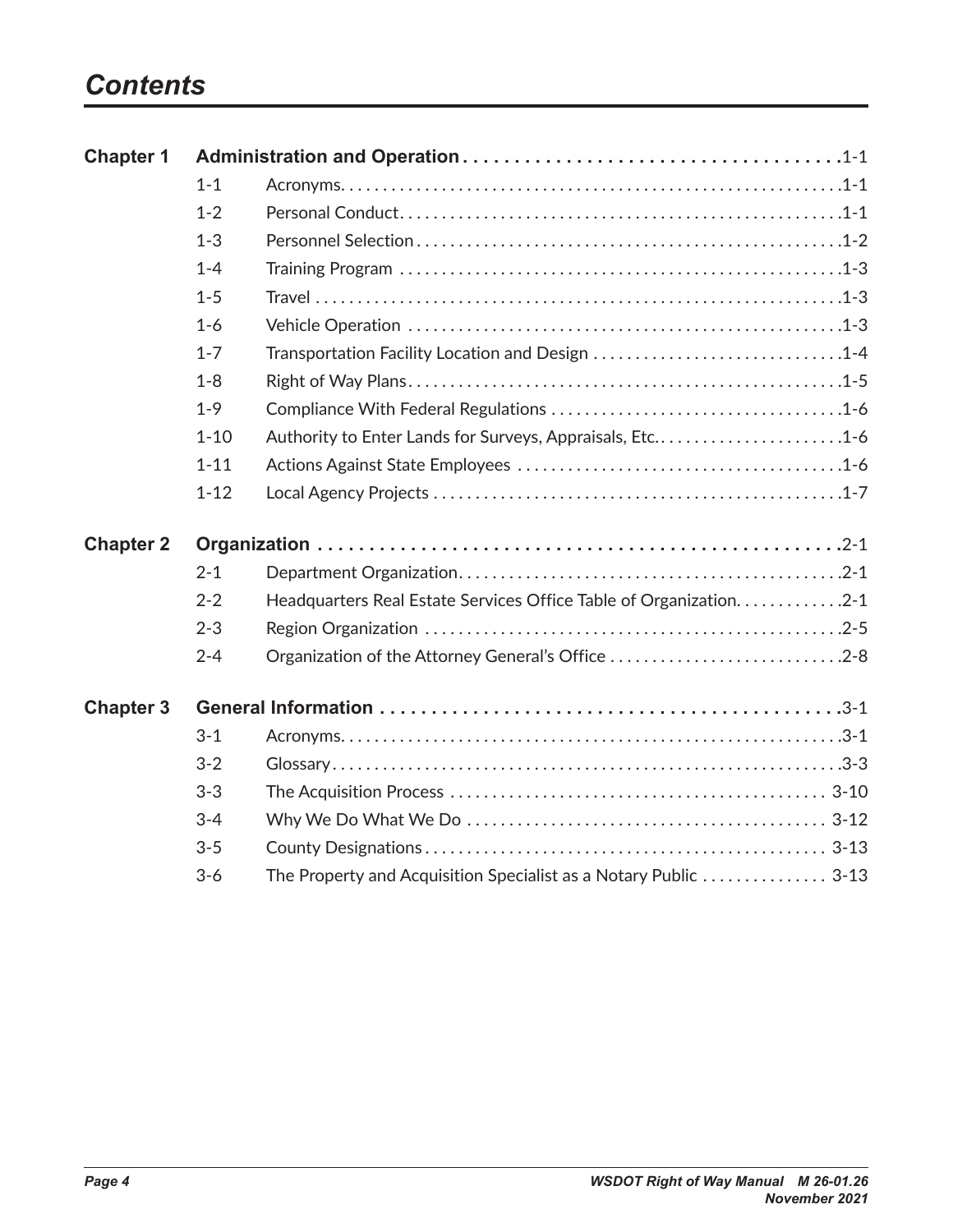# Contents

| | | | |
|---|---|---|---|
| **Chapter 1** | **Administration and Operation** | | **1-1** |
| | 1-1 | Acronyms | 1-1 |
| | 1-2 | Personal Conduct | 1-1 |
| | 1-3 | Personnel Selection | 1-2 |
| | 1-4 | Training Program | 1-3 |
| | 1-5 | Travel | 1-3 |
| | 1-6 | Vehicle Operation | 1-3 |
| | 1-7 | Transportation Facility Location and Design | 1-4 |
| | 1-8 | Right of Way Plans | 1-5 |
| | 1-9 | Compliance With Federal Regulations | 1-6 |
| | 1-10 | Authority to Enter Lands for Surveys, Appraisals, Etc. | 1-6 |
| | 1-11 | Actions Against State Employees | 1-6 |
| | 1-12 | Local Agency Projects | 1-7 |
| **Chapter 2** | **Organization** | | **2-1** |
| | 2-1 | Department Organization | 2-1 |
| | 2-2 | Headquarters Real Estate Services Office Table of Organization | 2-1 |
| | 2-3 | Region Organization | 2-5 |
| | 2-4 | Organization of the Attorney General's Office | 2-8 |
| **Chapter 3** | **General Information** | | **3-1** |
| | 3-1 | Acronyms | 3-1 |
| | 3-2 | Glossary | 3-3 |
| | 3-3 | The Acquisition Process | 3-10 |
| | 3-4 | Why We Do What We Do | 3-12 |
| | 3-5 | County Designations | 3-13 |
| | 3-6 | The Property and Acquisition Specialist as a Notary Public | 3-13 |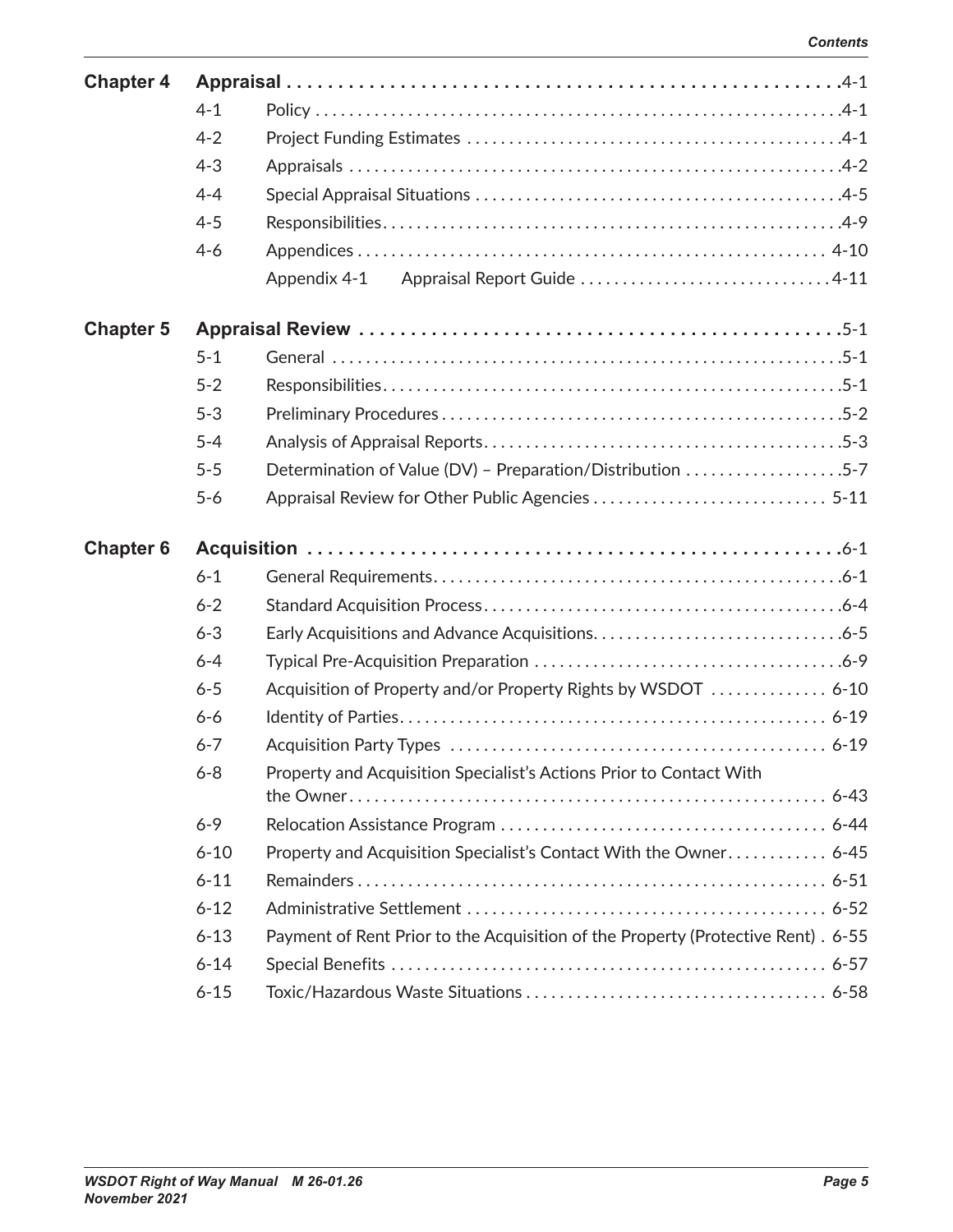| | | | |
|---|---|---|---|
| **Chapter 4** | **Appraisal** | | 4-1 |
| | 4-1 | Policy | 4-1 |
| | 4-2 | Project Funding Estimates | 4-1 |
| | 4-3 | Appraisals | 4-2 |
| | 4-4 | Special Appraisal Situations | 4-5 |
| | 4-5 | Responsibilities | 4-9 |
| | 4-6 | Appendices | 4-10 |
| | | Appendix 4-1 Appraisal Report Guide | 4-11 |
| **Chapter 5** | **Appraisal Review** | | 5-1 |
| | 5-1 | General | 5-1 |
| | 5-2 | Responsibilities | 5-1 |
| | 5-3 | Preliminary Procedures | 5-2 |
| | 5-4 | Analysis of Appraisal Reports | 5-3 |
| | 5-5 | Determination of Value (DV) – Preparation/Distribution | 5-7 |
| | 5-6 | Appraisal Review for Other Public Agencies | 5-11 |
| **Chapter 6** | **Acquisition** | | 6-1 |
| | 6-1 | General Requirements | 6-1 |
| | 6-2 | Standard Acquisition Process | 6-4 |
| | 6-3 | Early Acquisitions and Advance Acquisitions | 6-5 |
| | 6-4 | Typical Pre-Acquisition Preparation | 6-9 |
| | 6-5 | Acquisition of Property and/or Property Rights by WSDOT | 6-10 |
| | 6-6 | Identity of Parties | 6-19 |
| | 6-7 | Acquisition Party Types | 6-19 |
| | 6-8 | Property and Acquisition Specialist's Actions Prior to Contact With the Owner | 6-43 |
| | 6-9 | Relocation Assistance Program | 6-44 |
| | 6-10 | Property and Acquisition Specialist's Contact With the Owner | 6-45 |
| | 6-11 | Remainders | 6-51 |
| | 6-12 | Administrative Settlement | 6-52 |
| | 6-13 | Payment of Rent Prior to the Acquisition of the Property (Protective Rent) | 6-55 |
| | 6-14 | Special Benefits | 6-57 |
| | 6-15 | Toxic/Hazardous Waste Situations | 6-58 |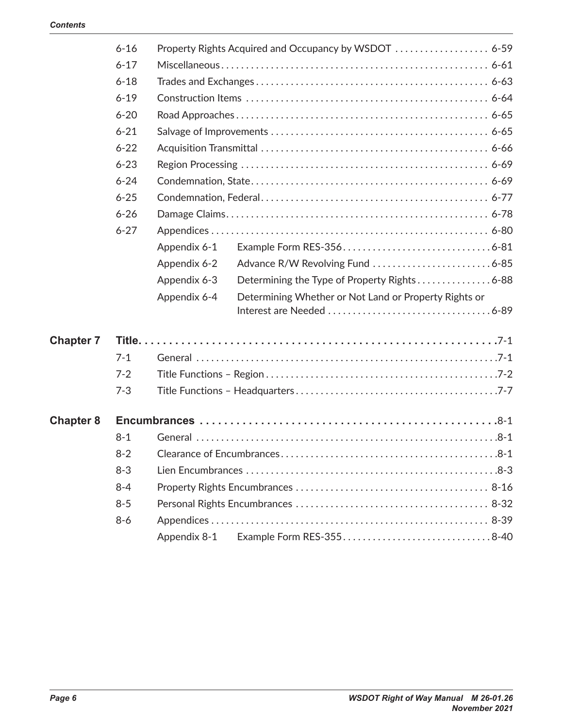| | | | |
|---|---|---|---|
| | 6-16 | Property Rights Acquired and Occupancy by WSDOT | 6-59 |
| | 6-17 | Miscellaneous | 6-61 |
| | 6-18 | Trades and Exchanges | 6-63 |
| | 6-19 | Construction Items | 6-64 |
| | 6-20 | Road Approaches | 6-65 |
| | 6-21 | Salvage of Improvements | 6-65 |
| | 6-22 | Acquisition Transmittal | 6-66 |
| | 6-23 | Region Processing | 6-69 |
| | 6-24 | Condemnation, State | 6-69 |
| | 6-25 | Condemnation, Federal | 6-77 |
| | 6-26 | Damage Claims | 6-78 |
| | 6-27 | Appendices | 6-80 |
| | | Appendix 6-1 Example Form RES-356 | 6-81 |
| | | Appendix 6-2 Advance R/W Revolving Fund | 6-85 |
| | | Appendix 6-3 Determining the Type of Property Rights | 6-88 |
| | | Appendix 6-4 Determining Whether or Not Land or Property Rights or Interest are Needed | 6-89 |
| **Chapter 7** | **Title** | | 7-1 |
| | 7-1 | General | 7-1 |
| | 7-2 | Title Functions – Region | 7-2 |
| | 7-3 | Title Functions – Headquarters | 7-7 |
| **Chapter 8** | **Encumbrances** | | 8-1 |
| | 8-1 | General | 8-1 |
| | 8-2 | Clearance of Encumbrances | 8-1 |
| | 8-3 | Lien Encumbrances | 8-3 |
| | 8-4 | Property Rights Encumbrances | 8-16 |
| | 8-5 | Personal Rights Encumbrances | 8-32 |
| | 8-6 | Appendices | 8-39 |
| | | Appendix 8-1 Example Form RES-355 | 8-40 |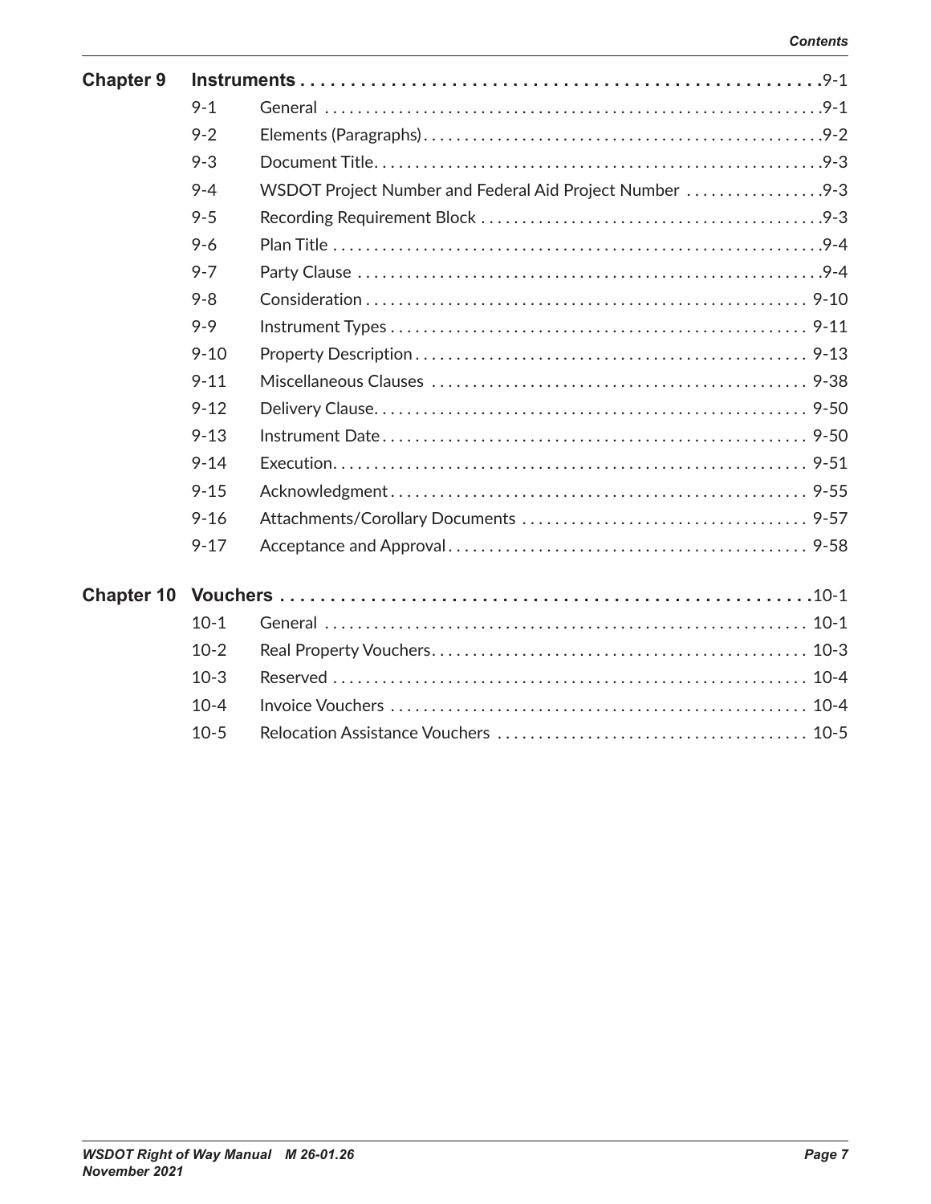| | | | |
|---|---|---|---|
| **Chapter 9** | **Instruments** | | **9-1** |
| | 9-1 | General | 9-1 |
| | 9-2 | Elements (Paragraphs) | 9-2 |
| | 9-3 | Document Title | 9-3 |
| | 9-4 | WSDOT Project Number and Federal Aid Project Number | 9-3 |
| | 9-5 | Recording Requirement Block | 9-3 |
| | 9-6 | Plan Title | 9-4 |
| | 9-7 | Party Clause | 9-4 |
| | 9-8 | Consideration | 9-10 |
| | 9-9 | Instrument Types | 9-11 |
| | 9-10 | Property Description | 9-13 |
| | 9-11 | Miscellaneous Clauses | 9-38 |
| | 9-12 | Delivery Clause | 9-50 |
| | 9-13 | Instrument Date | 9-50 |
| | 9-14 | Execution | 9-51 |
| | 9-15 | Acknowledgment | 9-55 |
| | 9-16 | Attachments/Corollary Documents | 9-57 |
| | 9-17 | Acceptance and Approval | 9-58 |
| **Chapter 10** | **Vouchers** | | **10-1** |
| | 10-1 | General | 10-1 |
| | 10-2 | Real Property Vouchers | 10-3 |
| | 10-3 | Reserved | 10-4 |
| | 10-4 | Invoice Vouchers | 10-4 |
| | 10-5 | Relocation Assistance Vouchers | 10-5 |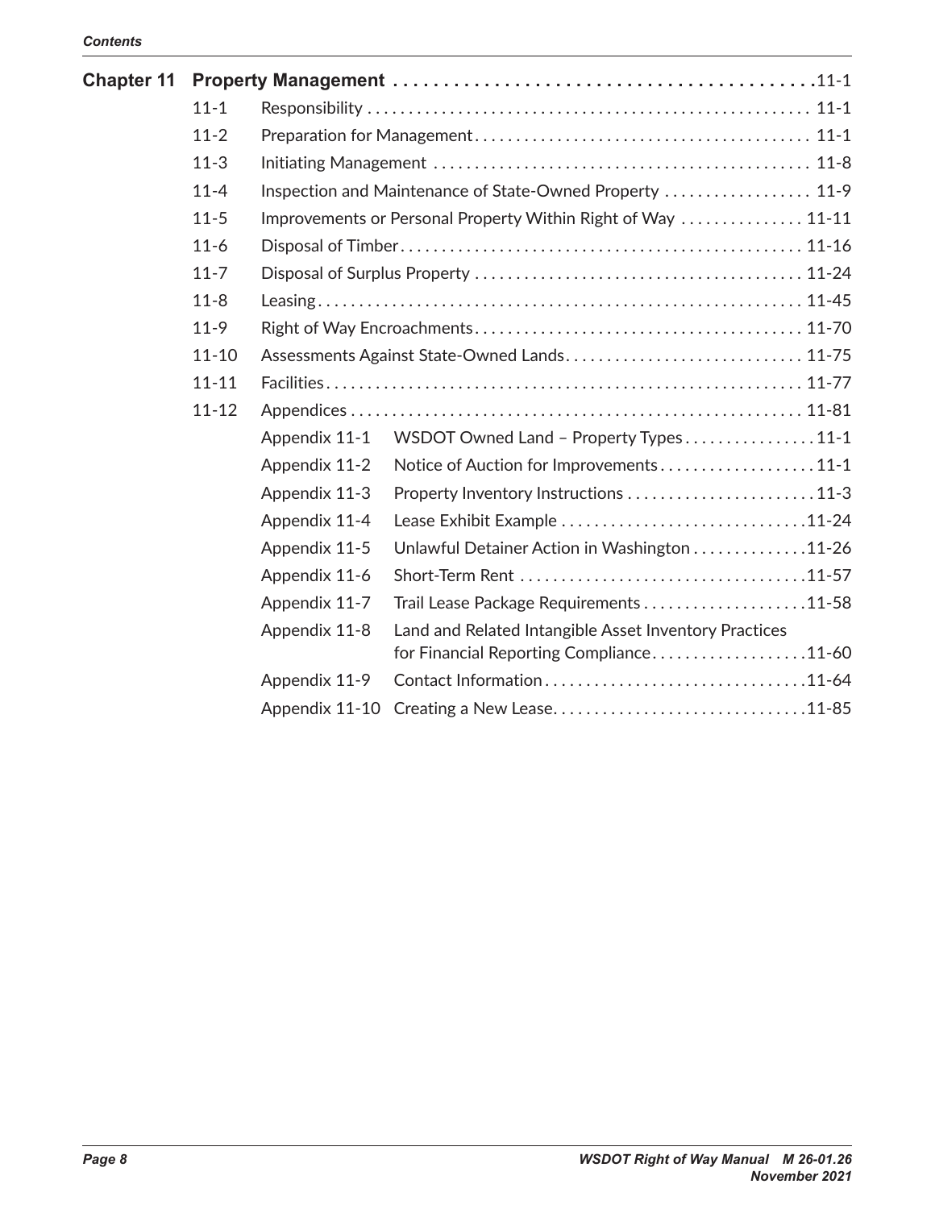| | | | |
|---|---|---|---|
| **Chapter 11** | **Property Management** | | **11-1** |
| | 11-1 | Responsibility | 11-1 |
| | 11-2 | Preparation for Management | 11-1 |
| | 11-3 | Initiating Management | 11-8 |
| | 11-4 | Inspection and Maintenance of State-Owned Property | 11-9 |
| | 11-5 | Improvements or Personal Property Within Right of Way | 11-11 |
| | 11-6 | Disposal of Timber | 11-16 |
| | 11-7 | Disposal of Surplus Property | 11-24 |
| | 11-8 | Leasing | 11-45 |
| | 11-9 | Right of Way Encroachments | 11-70 |
| | 11-10 | Assessments Against State-Owned Lands | 11-75 |
| | 11-11 | Facilities | 11-77 |
| | 11-12 | Appendices | 11-81 |
| | | Appendix 11-1 WSDOT Owned Land – Property Types | 11-1 |
| | | Appendix 11-2 Notice of Auction for Improvements | 11-1 |
| | | Appendix 11-3 Property Inventory Instructions | 11-3 |
| | | Appendix 11-4 Lease Exhibit Example | 11-24 |
| | | Appendix 11-5 Unlawful Detainer Action in Washington | 11-26 |
| | | Appendix 11-6 Short-Term Rent | 11-57 |
| | | Appendix 11-7 Trail Lease Package Requirements | 11-58 |
| | | Appendix 11-8 Land and Related Intangible Asset Inventory Practices for Financial Reporting Compliance | 11-60 |
| | | Appendix 11-9 Contact Information | 11-64 |
| | | Appendix 11-10 Creating a New Lease | 11-85 |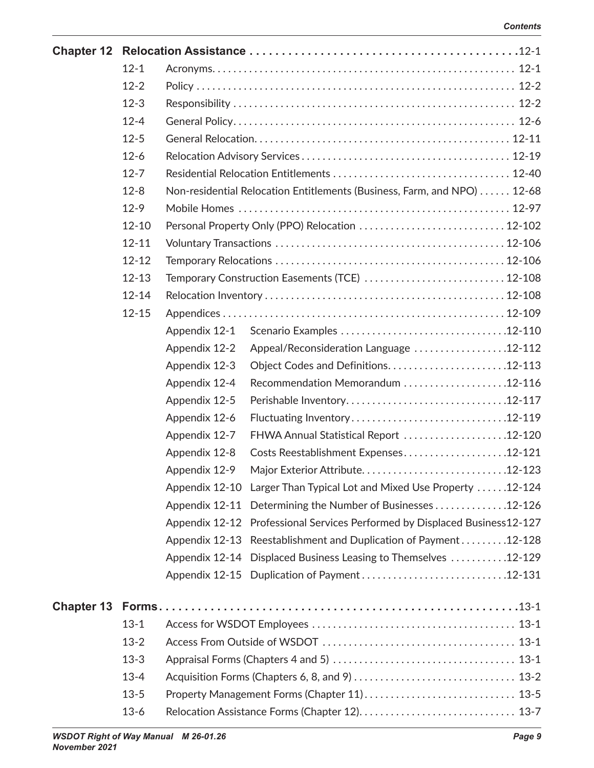| | | | |
|---|---|---|---|
| **Chapter 12** | **Relocation Assistance** | | **12-1** |
| | 12-1 | Acronyms | 12-1 |
| | 12-2 | Policy | 12-2 |
| | 12-3 | Responsibility | 12-2 |
| | 12-4 | General Policy | 12-6 |
| | 12-5 | General Relocation | 12-11 |
| | 12-6 | Relocation Advisory Services | 12-19 |
| | 12-7 | Residential Relocation Entitlements | 12-40 |
| | 12-8 | Non-residential Relocation Entitlements (Business, Farm, and NPO) | 12-68 |
| | 12-9 | Mobile Homes | 12-97 |
| | 12-10 | Personal Property Only (PPO) Relocation | 12-102 |
| | 12-11 | Voluntary Transactions | 12-106 |
| | 12-12 | Temporary Relocations | 12-106 |
| | 12-13 | Temporary Construction Easements (TCE) | 12-108 |
| | 12-14 | Relocation Inventory | 12-108 |
| | 12-15 | Appendices | 12-109 |
| | | Appendix 12-1 Scenario Examples | 12-110 |
| | | Appendix 12-2 Appeal/Reconsideration Language | 12-112 |
| | | Appendix 12-3 Object Codes and Definitions | 12-113 |
| | | Appendix 12-4 Recommendation Memorandum | 12-116 |
| | | Appendix 12-5 Perishable Inventory | 12-117 |
| | | Appendix 12-6 Fluctuating Inventory | 12-119 |
| | | Appendix 12-7 FHWA Annual Statistical Report | 12-120 |
| | | Appendix 12-8 Costs Reestablishment Expenses | 12-121 |
| | | Appendix 12-9 Major Exterior Attribute | 12-123 |
| | | Appendix 12-10 Larger Than Typical Lot and Mixed Use Property | 12-124 |
| | | Appendix 12-11 Determining the Number of Businesses | 12-126 |
| | | Appendix 12-12 Professional Services Performed by Displaced Business | 12-127 |
| | | Appendix 12-13 Reestablishment and Duplication of Payment | 12-128 |
| | | Appendix 12-14 Displaced Business Leasing to Themselves | 12-129 |
| | | Appendix 12-15 Duplication of Payment | 12-131 |
| **Chapter 13** | **Forms** | | **13-1** |
| | 13-1 | Access for WSDOT Employees | 13-1 |
| | 13-2 | Access From Outside of WSDOT | 13-1 |
| | 13-3 | Appraisal Forms (Chapters 4 and 5) | 13-1 |
| | 13-4 | Acquisition Forms (Chapters 6, 8, and 9) | 13-2 |
| | 13-5 | Property Management Forms (Chapter 11) | 13-5 |
| | 13-6 | Relocation Assistance Forms (Chapter 12) | 13-7 |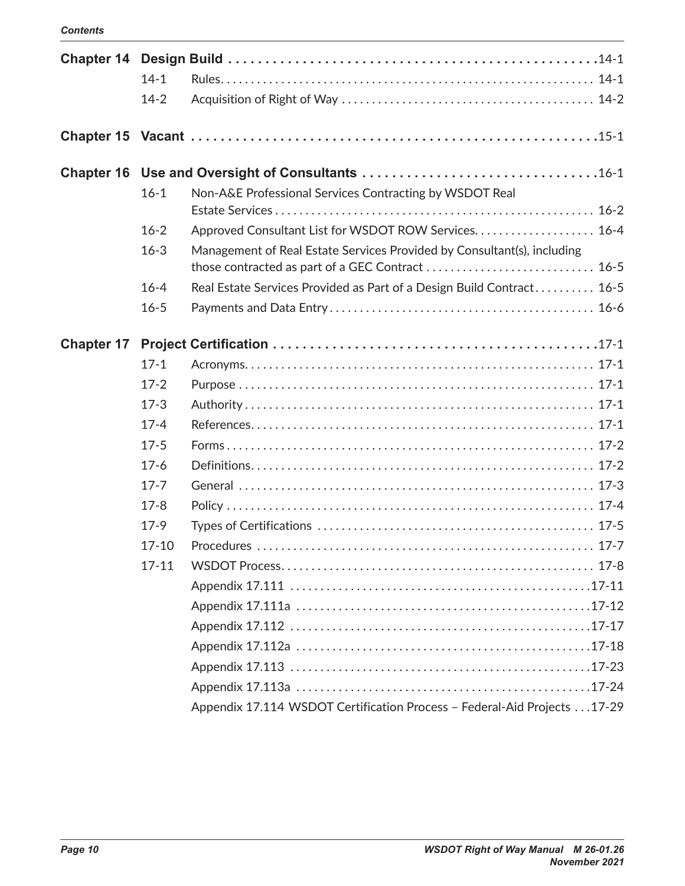| | | | |
|---|---|---|---|
| **Chapter 14** | **Design Build** | | **14-1** |
| | 14-1 | Rules | 14-1 |
| | 14-2 | Acquisition of Right of Way | 14-2 |
| **Chapter 15** | **Vacant** | | **15-1** |
| **Chapter 16** | **Use and Oversight of Consultants** | | **16-1** |
| | 16-1 | Non-A&E Professional Services Contracting by WSDOT Real Estate Services | 16-2 |
| | 16-2 | Approved Consultant List for WSDOT ROW Services | 16-4 |
| | 16-3 | Management of Real Estate Services Provided by Consultant(s), including those contracted as part of a GEC Contract | 16-5 |
| | 16-4 | Real Estate Services Provided as Part of a Design Build Contract | 16-5 |
| | 16-5 | Payments and Data Entry | 16-6 |
| **Chapter 17** | **Project Certification** | | **17-1** |
| | 17-1 | Acronyms | 17-1 |
| | 17-2 | Purpose | 17-1 |
| | 17-3 | Authority | 17-1 |
| | 17-4 | References | 17-1 |
| | 17-5 | Forms | 17-2 |
| | 17-6 | Definitions | 17-2 |
| | 17-7 | General | 17-3 |
| | 17-8 | Policy | 17-4 |
| | 17-9 | Types of Certifications | 17-5 |
| | 17-10 | Procedures | 17-7 |
| | 17-11 | WSDOT Process | 17-8 |
| | | Appendix 17.111 | 17-11 |
| | | Appendix 17.111a | 17-12 |
| | | Appendix 17.112 | 17-17 |
| | | Appendix 17.112a | 17-18 |
| | | Appendix 17.113 | 17-23 |
| | | Appendix 17.113a | 17-24 |
| | | Appendix 17.114 WSDOT Certification Process – Federal-Aid Projects | 17-29 |